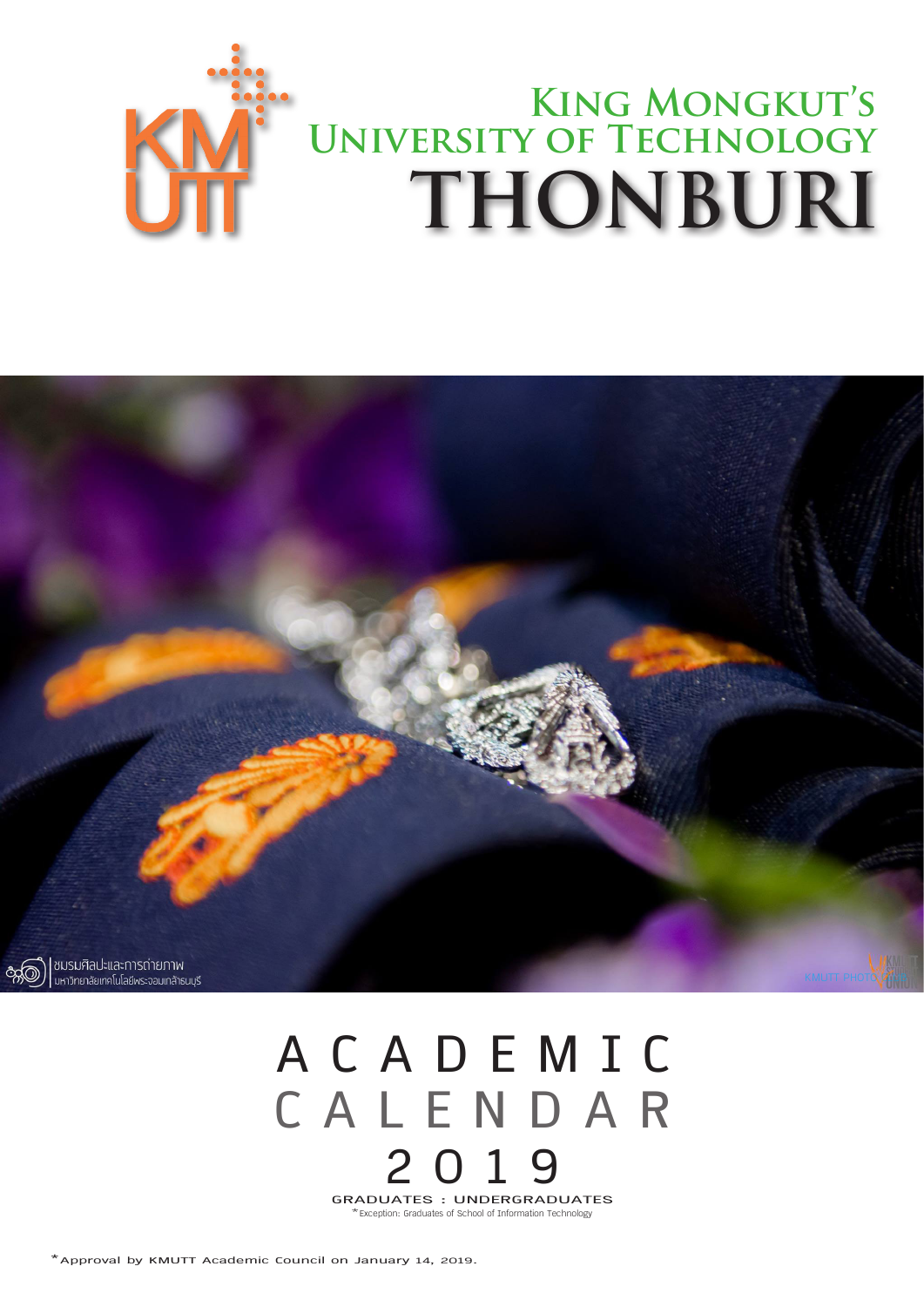# King Mongkut's University of Technology Thonburi

# ACADEMIC CALENDAR 2019

GRADUATES : UNDERGRADUATES

*Exception: Graduates of School of Information Technology

*Approval by KMUTT Academic Council on January 14, 2019.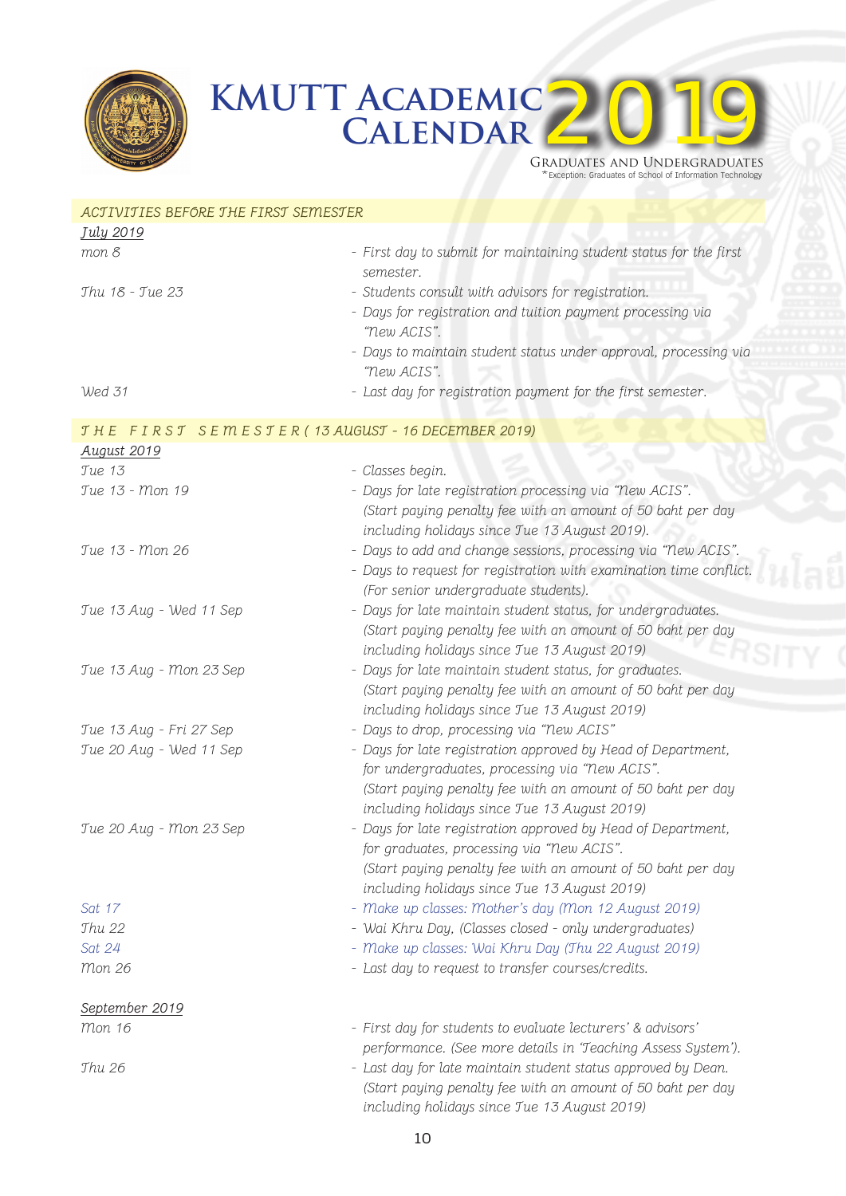# KMUTT Academic Calendar 2019

Graduates and Undergraduates
*Exception: Graduates of School of Information Technology

## ACTIVITIES BEFORE THE FIRST SEMESTER

**July 2019**

| Date | Activity |
|---|---|
| mon 8 | - First day to submit for maintaining student status for the first semester. |
| Thu 18 - Tue 23 | - Students consult with advisors for registration.<br>- Days for registration and tuition payment processing via "New ACIS".<br>- Days to maintain student status under approval, processing via "New ACIS". |
| Wed 31 | - Last day for registration payment for the first semester. |

## THE FIRST SEMESTER (13 AUGUST - 16 DECEMBER 2019)

**August 2019**

| Date | Activity |
|---|---|
| Tue 13 | - Classes begin. |
| Tue 13 - Mon 19 | - Days for late registration processing via "New ACIS". (Start paying penalty fee with an amount of 50 baht per day including holidays since Tue 13 August 2019). |
| Tue 13 - Mon 26 | - Days to add and change sessions, processing via "New ACIS".<br>- Days to request for registration with examination time conflict. (For senior undergraduate students). |
| Tue 13 Aug - Wed 11 Sep | - Days for late maintain student status, for undergraduates. (Start paying penalty fee with an amount of 50 baht per day including holidays since Tue 13 August 2019) |
| Tue 13 Aug - Mon 23 Sep | - Days for late maintain student status, for graduates. (Start paying penalty fee with an amount of 50 baht per day including holidays since Tue 13 August 2019) |
| Tue 13 Aug - Fri 27 Sep | - Days to drop, processing via "New ACIS" |
| Tue 20 Aug - Wed 11 Sep | - Days for late registration approved by Head of Department, for undergraduates, processing via "New ACIS". (Start paying penalty fee with an amount of 50 baht per day including holidays since Tue 13 August 2019) |
| Tue 20 Aug - Mon 23 Sep | - Days for late registration approved by Head of Department, for graduates, processing via "New ACIS". (Start paying penalty fee with an amount of 50 baht per day including holidays since Tue 13 August 2019) |
| Sat 17 | - Make up classes: Mother's day (Mon 12 August 2019) |
| Thu 22 | - Wai Khru Day, (Classes closed - only undergraduates) |
| Sat 24 | - Make up classes: Wai Khru Day (Thu 22 August 2019) |
| Mon 26 | - Last day to request to transfer courses/credits. |

**September 2019**

| Date | Activity |
|---|---|
| Mon 16 | - First day for students to evaluate lecturers' & advisors' performance. (See more details in 'Teaching Assess System'). |
| Thu 26 | - Last day for late maintain student status approved by Dean. (Start paying penalty fee with an amount of 50 baht per day including holidays since Tue 13 August 2019) |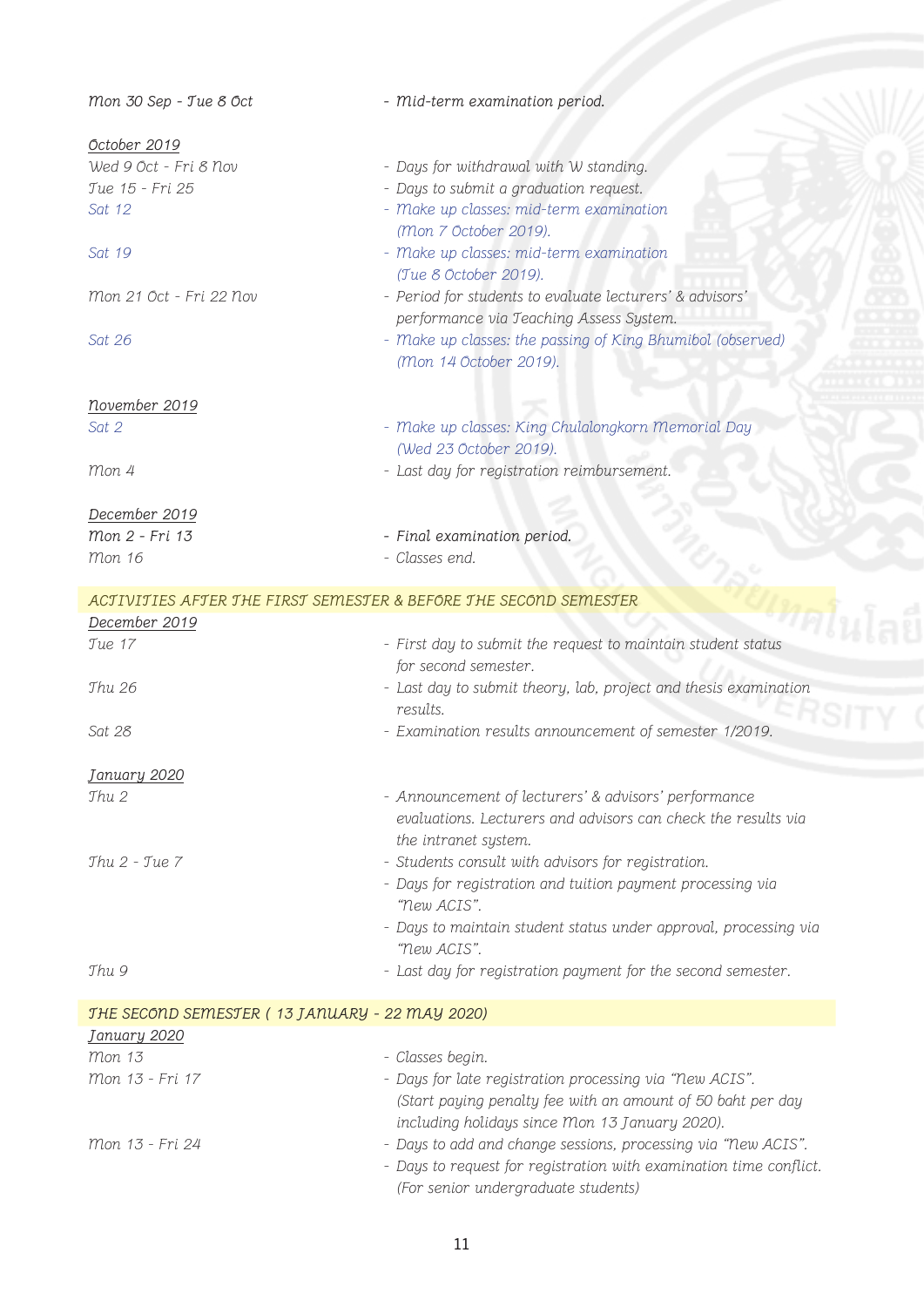| | |
|---|---|
| *Mon 30 Sep - Tue 8 Oct* | *- Mid-term examination period.* |

***October 2019***

| | |
|---|---|
| *Wed 9 Oct - Fri 8 Nov* | *- Days for withdrawal with W standing.* |
| *Tue 15 - Fri 25* | *- Days to submit a graduation request.* |
| *Sat 12* | *- Make up classes: mid-term examination (Mon 7 October 2019).* |
| *Sat 19* | *- Make up classes: mid-term examination (Tue 8 October 2019).* |
| *Mon 21 Oct - Fri 22 Nov* | *- Period for students to evaluate lecturers' & advisors' performance via Teaching Assess System.* |
| *Sat 26* | *- Make up classes: the passing of King Bhumibol (observed) (Mon 14 October 2019).* |

***November 2019***

| | |
|---|---|
| *Sat 2* | *- Make up classes: King Chulalongkorn Memorial Day (Wed 23 October 2019).* |
| *Mon 4* | *- Last day for registration reimbursement.* |

***December 2019***

| | |
|---|---|
| *Mon 2 - Fri 13* | *- Final examination period.* |
| *Mon 16* | *- Classes end.* |

## *ACTIVITIES AFTER THE FIRST SEMESTER & BEFORE THE SECOND SEMESTER*

***December 2019***

| | |
|---|---|
| *Tue 17* | *- First day to submit the request to maintain student status for second semester.* |
| *Thu 26* | *- Last day to submit theory, lab, project and thesis examination results.* |
| *Sat 28* | *- Examination results announcement of semester 1/2019.* |

***January 2020***

| | |
|---|---|
| *Thu 2* | *- Announcement of lecturers' & advisors' performance evaluations. Lecturers and advisors can check the results via the intranet system.* |
| *Thu 2 - Tue 7* | *- Students consult with advisors for registration.* |
| | *- Days for registration and tuition payment processing via "New ACIS".* |
| | *- Days to maintain student status under approval, processing via "New ACIS".* |
| *Thu 9* | *- Last day for registration payment for the second semester.* |

## *THE SECOND SEMESTER ( 13 JANUARY - 22 MAY 2020)*

***January 2020***

| | |
|---|---|
| *Mon 13* | *- Classes begin.* |
| *Mon 13 - Fri 17* | *- Days for late registration processing via "New ACIS". (Start paying penalty fee with an amount of 50 baht per day including holidays since Mon 13 January 2020).* |
| *Mon 13 - Fri 24* | *- Days to add and change sessions, processing via "New ACIS".* |
| | *- Days to request for registration with examination time conflict. (For senior undergraduate students)* |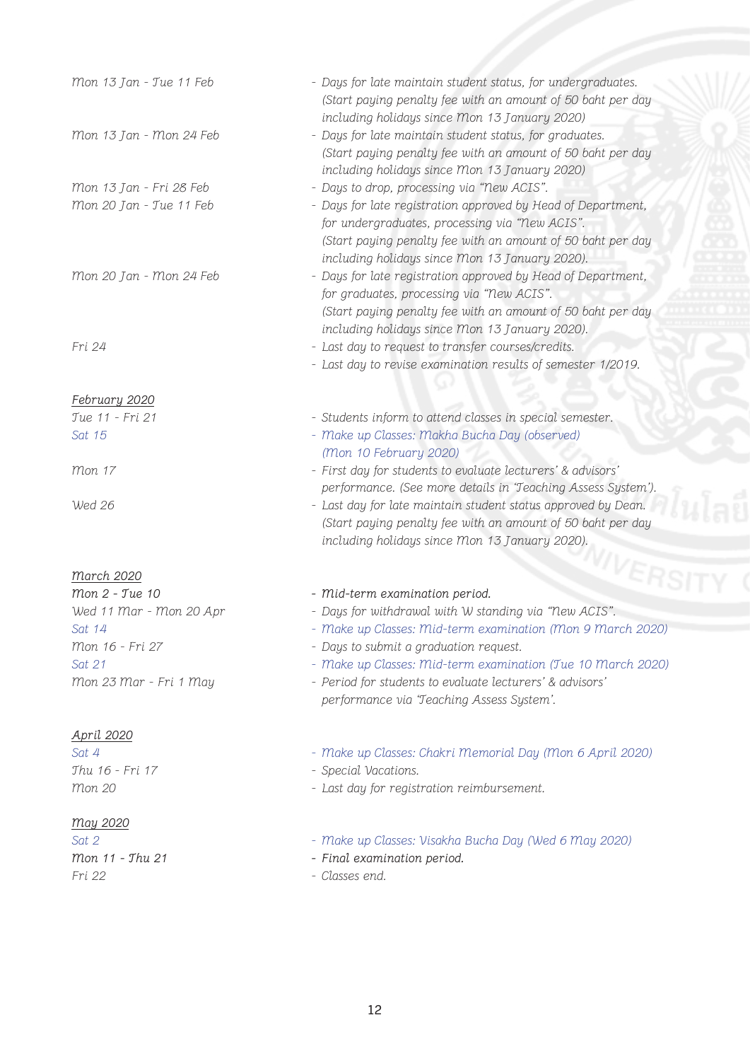| | |
|---|---|
| *Mon 13 Jan - Tue 11 Feb* | *- Days for late maintain student status, for undergraduates. (Start paying penalty fee with an amount of 50 baht per day including holidays since Mon 13 January 2020)* |
| *Mon 13 Jan - Mon 24 Feb* | *- Days for late maintain student status, for graduates. (Start paying penalty fee with an amount of 50 baht per day including holidays since Mon 13 January 2020)* |
| *Mon 13 Jan - Fri 28 Feb* | *- Days to drop, processing via "New ACIS".* |
| *Mon 20 Jan - Tue 11 Feb* | *- Days for late registration approved by Head of Department, for undergraduates, processing via "New ACIS". (Start paying penalty fee with an amount of 50 baht per day including holidays since Mon 13 January 2020).* |
| *Mon 20 Jan - Mon 24 Feb* | *- Days for late registration approved by Head of Department, for graduates, processing via "New ACIS". (Start paying penalty fee with an amount of 50 baht per day including holidays since Mon 13 January 2020).* |
| *Fri 24* | *- Last day to request to transfer courses/credits.*<br>*- Last day to revise examination results of semester 1/2019.* |

*February 2020*

| | |
|---|---|
| *Tue 11 - Fri 21* | *- Students inform to attend classes in special semester.* |
| *Sat 15* | *- Make up Classes: Makha Bucha Day (observed) (Mon 10 February 2020)* |
| *Mon 17* | *- First day for students to evaluate lecturers' & advisors' performance. (See more details in 'Teaching Assess System').* |
| *Wed 26* | *- Last day for late maintain student status approved by Dean. (Start paying penalty fee with an amount of 50 baht per day including holidays since Mon 13 January 2020).* |

*March 2020*

| | |
|---|---|
| *Mon 2 - Tue 10* | *- Mid-term examination period.* |
| *Wed 11 Mar - Mon 20 Apr* | *- Days for withdrawal with W standing via "New ACIS".* |
| *Sat 14* | *- Make up Classes: Mid-term examination (Mon 9 March 2020)* |
| *Mon 16 - Fri 27* | *- Days to submit a graduation request.* |
| *Sat 21* | *- Make up Classes: Mid-term examination (Tue 10 March 2020)* |
| *Mon 23 Mar - Fri 1 May* | *- Period for students to evaluate lecturers' & advisors' performance via 'Teaching Assess System'.* |

*April 2020*

| | |
|---|---|
| *Sat 4* | *- Make up Classes: Chakri Memorial Day (Mon 6 April 2020)* |
| *Thu 16 - Fri 17* | *- Special Vacations.* |
| *Mon 20* | *- Last day for registration reimbursement.* |

*May 2020*

| | |
|---|---|
| *Sat 2* | *- Make up Classes: Visakha Bucha Day (Wed 6 May 2020)* |
| *Mon 11 - Thu 21* | *- Final examination period.* |
| *Fri 22* | *- Classes end.* |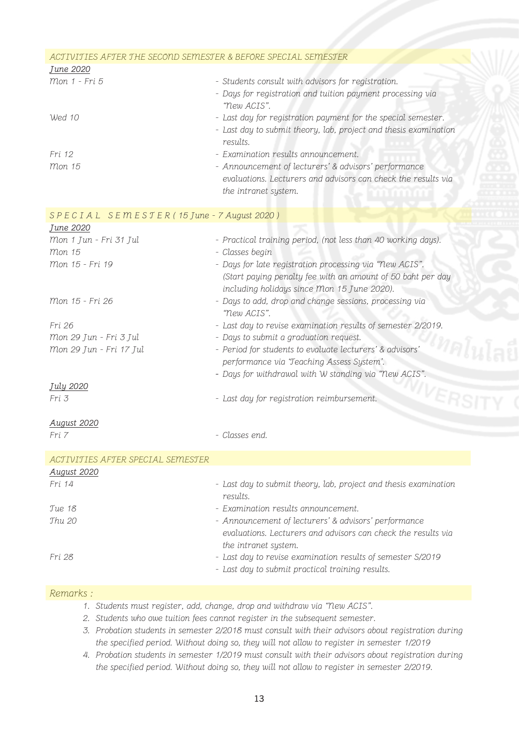## ACTIVITIES AFTER THE SECOND SEMESTER & BEFORE SPECIAL SEMESTER

| | |
|---|---|
| ***June 2020*** | |
| *Mon 1 - Fri 5* | *- Students consult with advisors for registration.* |
| | *- Days for registration and tuition payment processing via "New ACIS".* |
| *Wed 10* | *- Last day for registration payment for the special semester.* |
| | *- Last day to submit theory, lab, project and thesis examination results.* |
| *Fri 12* | *- Examination results announcement.* |
| *Mon 15* | *- Announcement of lecturers' & advisors' performance evaluations. Lecturers and advisors can check the results via the intranet system.* |

## SPECIAL SEMESTER ( 15 June - 7 August 2020 )

| | |
|---|---|
| ***June 2020*** | |
| *Mon 1 Jun - Fri 31 Jul* | *- Practical training period, (not less than 40 working days).* |
| *Mon 15* | *- Classes begin* |
| *Mon 15 - Fri 19* | *- Days for late registration processing via "New ACIS". (Start paying penalty fee with an amount of 50 baht per day including holidays since Mon 15 June 2020).* |
| *Mon 15 - Fri 26* | *- Days to add, drop and change sessions, processing via "New ACIS".* |
| *Fri 26* | *- Last day to revise examination results of semester 2/2019.* |
| *Mon 29 Jun - Fri 3 Jul* | *- Days to submit a graduation request.* |
| *Mon 29 Jun - Fri 17 Jul* | *- Period for students to evaluate lecturers' & advisors' performance via 'Teaching Assess System'.* |
| | *- Days for withdrawal with W standing via "New ACIS".* |
| ***July 2020*** | |
| *Fri 3* | *- Last day for registration reimbursement.* |
| ***August 2020*** | |
| *Fri 7* | *- Classes end.* |

## ACTIVITIES AFTER SPECIAL SEMESTER

| | |
|---|---|
| ***August 2020*** | |
| *Fri 14* | *- Last day to submit theory, lab, project and thesis examination results.* |
| *Tue 18* | *- Examination results announcement.* |
| *Thu 20* | *- Announcement of lecturers' & advisors' performance evaluations. Lecturers and advisors can check the results via the intranet system.* |
| *Fri 28* | *- Last day to revise examination results of semester S/2019* |
| | *- Last day to submit practical training results.* |

## Remarks :

1. *Students must register, add, change, drop and withdraw via "New ACIS".*
2. *Students who owe tuition fees cannot register in the subsequent semester.*
3. *Probation students in semester 2/2018 must consult with their advisors about registration during the specified period. Without doing so, they will not allow to register in semester 1/2019*
4. *Probation students in semester 1/2019 must consult with their advisors about registration during the specified period. Without doing so, they will not allow to register in semester 2/2019.*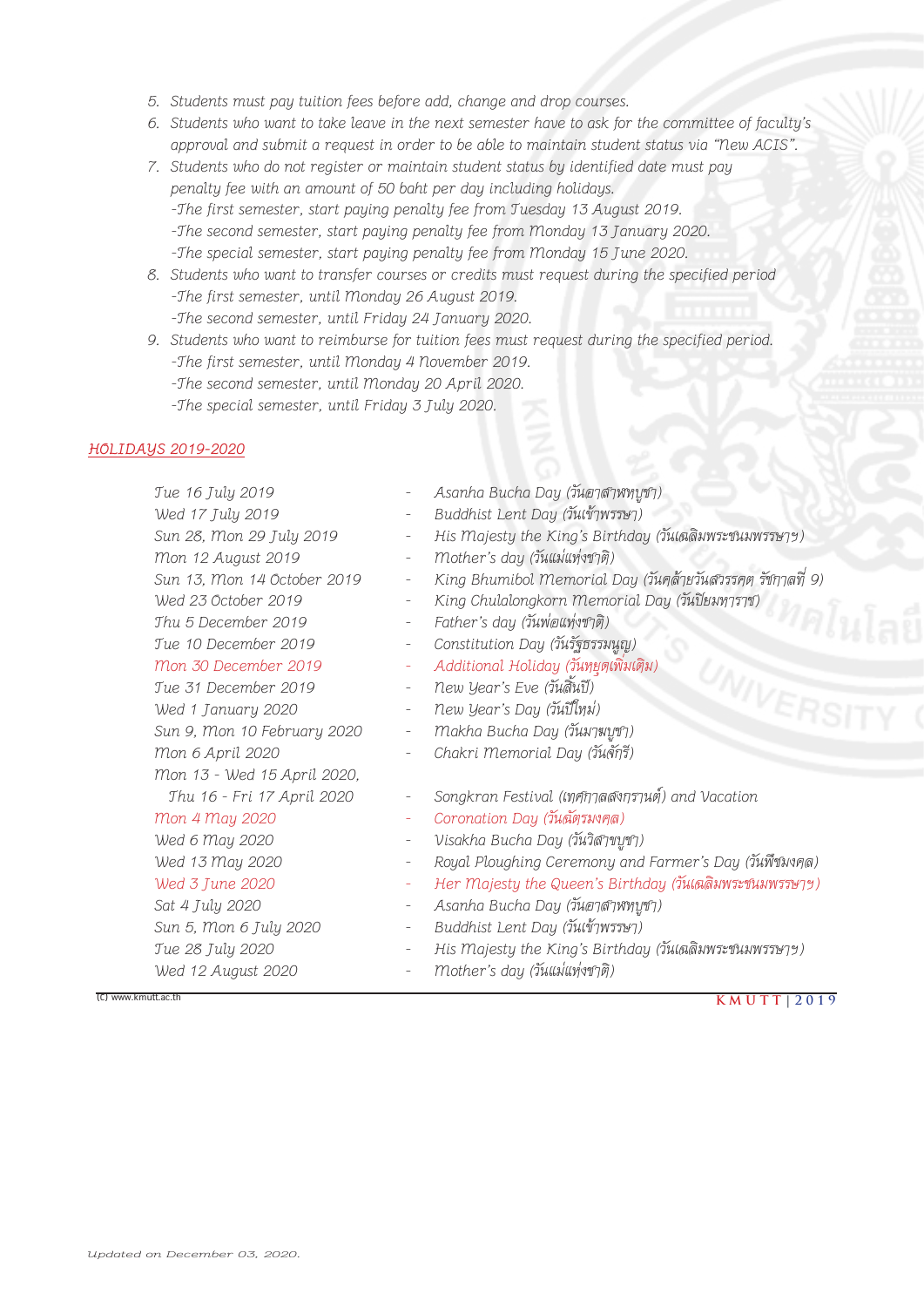5. Students must pay tuition fees before add, change and drop courses.
6. Students who want to take leave in the next semester have to ask for the committee of faculty's approval and submit a request in order to be able to maintain student status via "New ACIS".
7. Students who do not register or maintain student status by identified date must pay penalty fee with an amount of 50 baht per day including holidays.
   -The first semester, start paying penalty fee from Tuesday 13 August 2019.
   -The second semester, start paying penalty fee from Monday 13 January 2020.
   -The special semester, start paying penalty fee from Monday 15 June 2020.
8. Students who want to transfer courses or credits must request during the specified period
   -The first semester, until Monday 26 August 2019.
   -The second semester, until Friday 24 January 2020.
9. Students who want to reimburse for tuition fees must request during the specified period.
   -The first semester, until Monday 4 November 2019.
   -The second semester, until Monday 20 April 2020.
   -The special semester, until Friday 3 July 2020.

## HOLIDAYS 2019-2020

| | | |
|---|---|---|
| Tue 16 July 2019 | - | Asanha Bucha Day (วันอาสาฬหบูชา) |
| Wed 17 July 2019 | - | Buddhist Lent Day (วันเข้าพรรษา) |
| Sun 28, Mon 29 July 2019 | - | His Majesty the King's Birthday (วันเฉลิมพระชนมพรรษาฯ) |
| Mon 12 August 2019 | - | Mother's day (วันแม่แห่งชาติ) |
| Sun 13, Mon 14 October 2019 | - | King Bhumibol Memorial Day (วันคล้ายวันสวรรคต รัชกาลที่ 9) |
| Wed 23 October 2019 | - | King Chulalongkorn Memorial Day (วันปิยมหาราช) |
| Thu 5 December 2019 | - | Father's day (วันพ่อแห่งชาติ) |
| Tue 10 December 2019 | - | Constitution Day (วันรัฐธรรมนูญ) |
| Mon 30 December 2019 | - | Additional Holiday (วันหยุดเพิ่มเติม) |
| Tue 31 December 2019 | - | New Year's Eve (วันสิ้นปี) |
| Wed 1 January 2020 | - | New Year's Day (วันปีใหม่) |
| Sun 9, Mon 10 February 2020 | - | Makha Bucha Day (วันมาฆบูชา) |
| Mon 6 April 2020 | - | Chakri Memorial Day (วันจักรี) |
| Mon 13 - Wed 15 April 2020, Thu 16 - Fri 17 April 2020 | - | Songkran Festival (เทศกาลสงกรานต์) and Vacation |
| Mon 4 May 2020 | - | Coronation Day (วันฉัตรมงคล) |
| Wed 6 May 2020 | - | Visakha Bucha Day (วันวิสาขบูชา) |
| Wed 13 May 2020 | - | Royal Ploughing Ceremony and Farmer's Day (วันพืชมงคล) |
| Wed 3 June 2020 | - | Her Majesty the Queen's Birthday (วันเฉลิมพระชนมพรรษาฯ) |
| Sat 4 July 2020 | - | Asanha Bucha Day (วันอาสาฬหบูชา) |
| Sun 5, Mon 6 July 2020 | - | Buddhist Lent Day (วันเข้าพรรษา) |
| Tue 28 July 2020 | - | His Majesty the King's Birthday (วันเฉลิมพระชนมพรรษาฯ) |
| Wed 12 August 2020 | - | Mother's day (วันแม่แห่งชาติ) |

Updated on December 03, 2020.